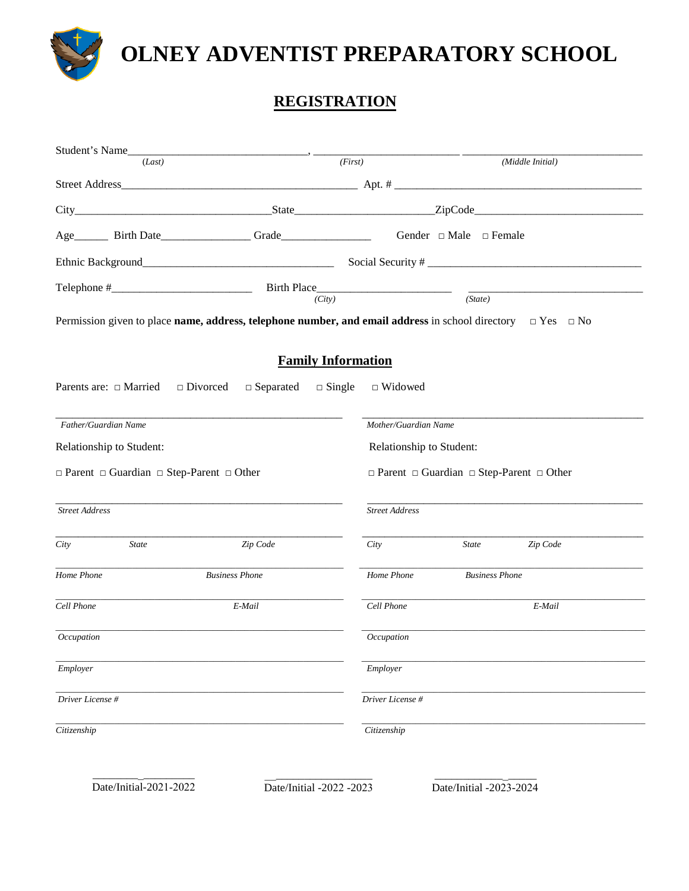# OLNEY ADVENTIST PREPARATORY SCHOOL

## REGISTRATION

Student's Name_______________________________, _________________________ _______________________________
*(Last)* *(First)* *(Middle Initial)*

Street Address________________________________________ Apt. # __________________________________________

City_________________________________State_______________________ZipCode____________________________

Age______ Birth Date_______________ Grade________________ Gender □ Male □ Female

Ethnic Background__________________________________ Social Security # ____________________________________

Telephone #________________________ Birth Place______________________ ______________________________
*(City)* *(State)*

Permission given to place **name, address, telephone number, and email address** in school directory □ Yes □ No

## Family Information

Parents are: □ Married □ Divorced □ Separated □ Single □ Widowed

_________________________________________________
*Father/Guardian Name*

Relationship to Student:

□ Parent □ Guardian □ Step-Parent □ Other

_________________________________________________
*Street Address*

_________________________________________________
*City* *State* *Zip Code*

_________________________________________________
*Home Phone* *Business Phone*

_________________________________________________
*Cell Phone* *E-Mail*

_________________________________________________
*Occupation*

_________________________________________________
*Employer*

_________________________________________________
*Driver License #*

_________________________________________________
*Citizenship*

_________________________________________________
*Mother/Guardian Name*

Relationship to Student:

□ Parent □ Guardian □ Step-Parent □ Other

_________________________________________________
*Street Address*

_________________________________________________
*City* *State* *Zip Code*

_________________________________________________
*Home Phone* *Business Phone*

_________________________________________________
*Cell Phone* *E-Mail*

_________________________________________________
*Occupation*

_________________________________________________
*Employer*

_________________________________________________
*Driver License #*

_________________________________________________
*Citizenship*

________ _________ Date/Initial-2021-2022

__________________ Date/Initial -2022 -2023

____________ _____ Date/Initial -2023-2024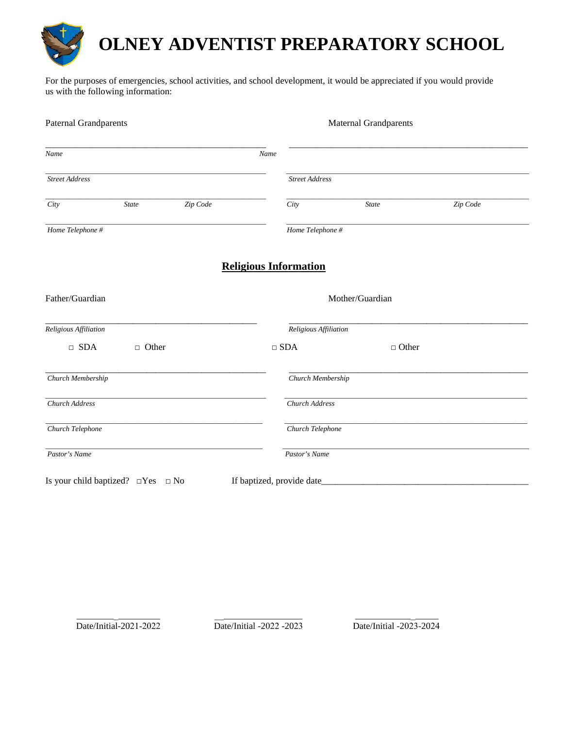# OLNEY ADVENTIST PREPARATORY SCHOOL

For the purposes of emergencies, school activities, and school development, it would be appreciated if you would provide us with the following information:

| Paternal Grandparents | Maternal Grandparents |
|---|---|
| _Name_ | _Name_ |
| _Street Address_ | _Street Address_ |
| _City_ _State_ _Zip Code_ | _City_ _State_ _Zip Code_ |
| _Home Telephone #_ | _Home Telephone #_ |

## <u>Religious Information</u>

| Father/Guardian | Mother/Guardian |
|---|---|
| _Religious Affiliation_ | _Religious Affiliation_ |
| □ SDA □ Other | □ SDA □ Other |
| _Church Membership_ | _Church Membership_ |
| _Church Address_ | _Church Address_ |
| _Church Telephone_ | _Church Telephone_ |
| _Pastor's Name_ | _Pastor's Name_ |

Is your child baptized? □Yes □ No If baptized, provide date_______________________________________________

________________ Date/Initial-2021-2022 ________________ Date/Initial -2022 -2023 ________________ Date/Initial -2023-2024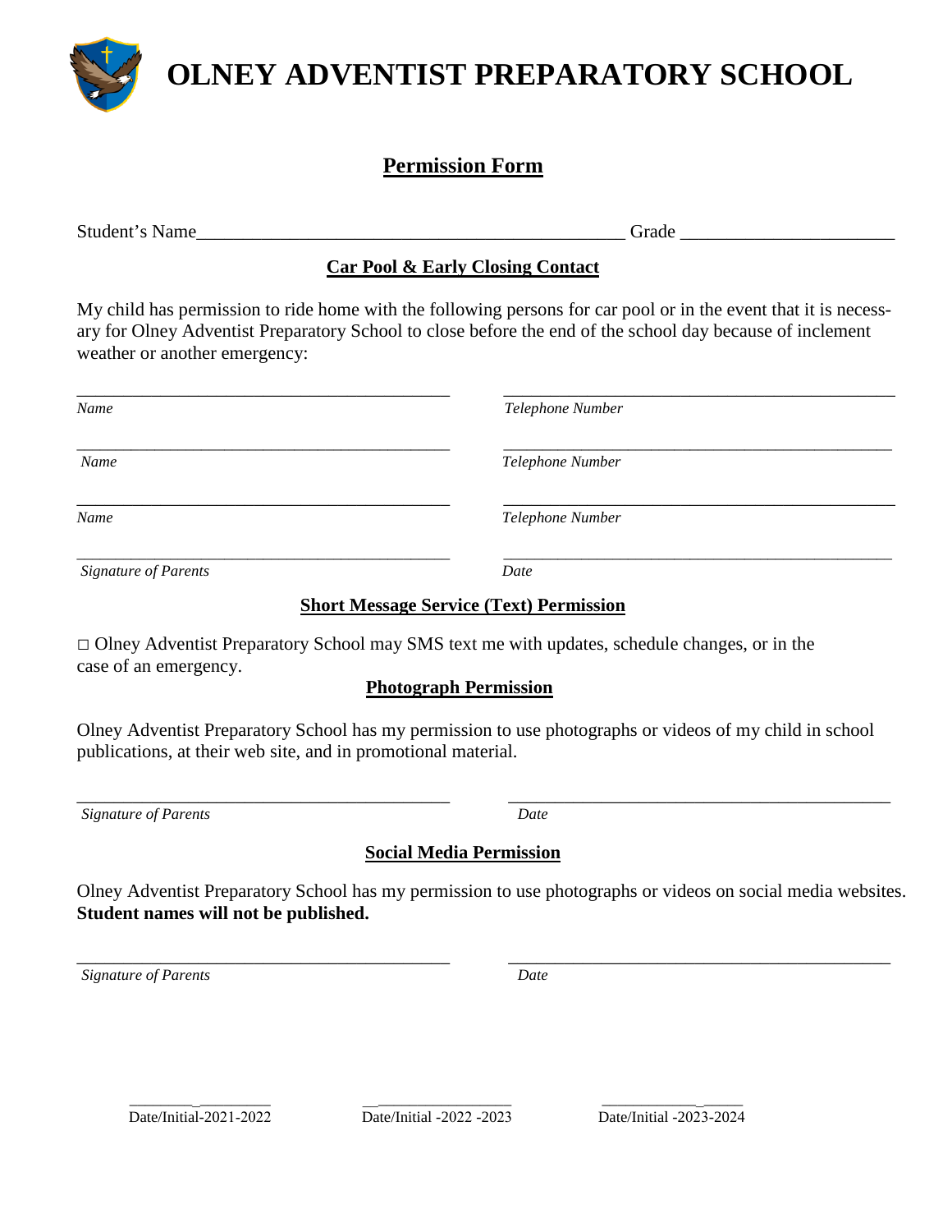# OLNEY ADVENTIST PREPARATORY SCHOOL

## Permission Form

Student's Name_______________________________________________ Grade ______________________

### Car Pool & Early Closing Contact

My child has permission to ride home with the following persons for car pool or in the event that it is necessary for Olney Adventist Preparatory School to close before the end of the school day because of inclement weather or another emergency:

_________________________________________ _________________________________________

*Name* *Telephone Number*

_________________________________________ _________________________________________

*Name* *Telephone Number*

_________________________________________ _________________________________________

*Name* *Telephone Number*

_________________________________________ _________________________________________

*Signature of Parents* *Date*

### Short Message Service (Text) Permission

□ Olney Adventist Preparatory School may SMS text me with updates, schedule changes, or in the case of an emergency.

### Photograph Permission

Olney Adventist Preparatory School has my permission to use photographs or videos of my child in school publications, at their web site, and in promotional material.

_________________________________________ _________________________________________

*Signature of Parents* *Date*

### Social Media Permission

Olney Adventist Preparatory School has my permission to use photographs or videos on social media websites. **Student names will not be published.**

_________________________________________ _________________________________________

*Signature of Parents* *Date*

_________________ _________________ _________________

Date/Initial-2021-2022 Date/Initial -2022 -2023 Date/Initial -2023-2024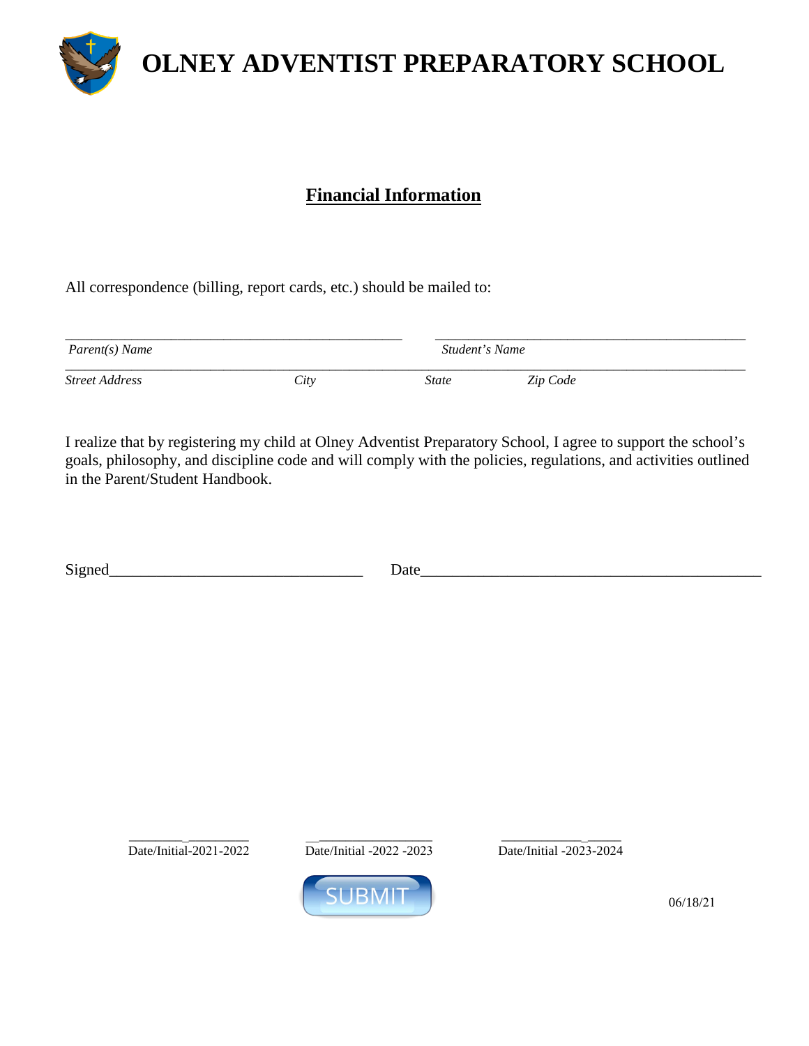# OLNEY ADVENTIST PREPARATORY SCHOOL

## Financial Information

All correspondence (billing, report cards, etc.) should be mailed to:

_______________________________________________ _______________________________________________
*Parent(s) Name* *Student's Name*

______________________________________________________________________________________________
*Street Address* *City* *State* *Zip Code*

I realize that by registering my child at Olney Adventist Preparatory School, I agree to support the school's goals, philosophy, and discipline code and will comply with the policies, regulations, and activities outlined in the Parent/Student Handbook.

Signed________________________________ Date____________________________________________

________________ Date/Initial-2021-2022

________________ Date/Initial -2022 -2023

________________ Date/Initial -2023-2024

SUBMIT

06/18/21